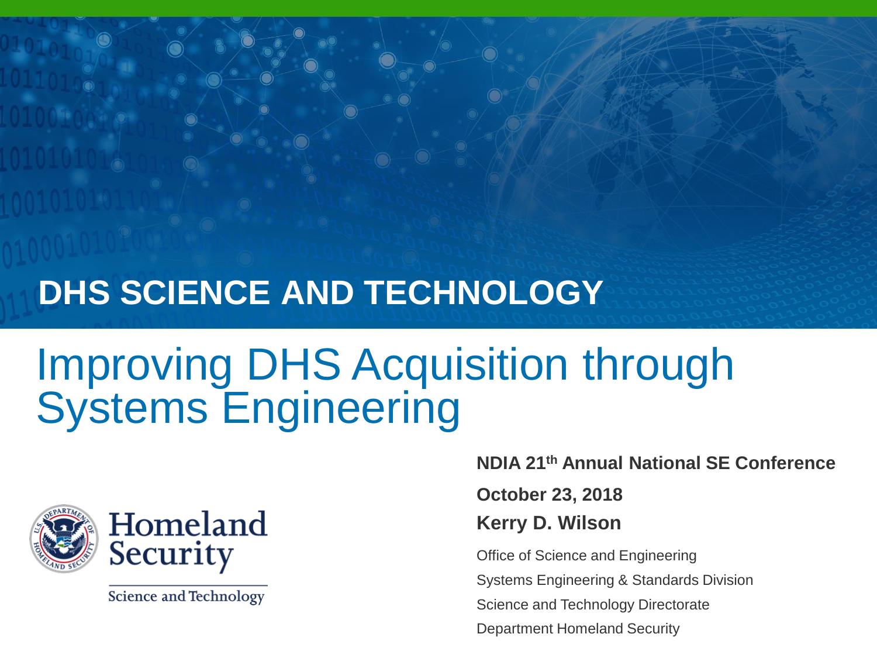DHS SCIENCE AND TECHNOLOGY

# Improving DHS Acquisition through Systems Engineering

**NDIA 21th Annual National SE Conference**

**October 23, 2018**

**Kerry D. Wilson**

Office of Science and Engineering

Systems Engineering & Standards Division

Science and Technology Directorate

Department Homeland Security

Homeland Security

Science and Technology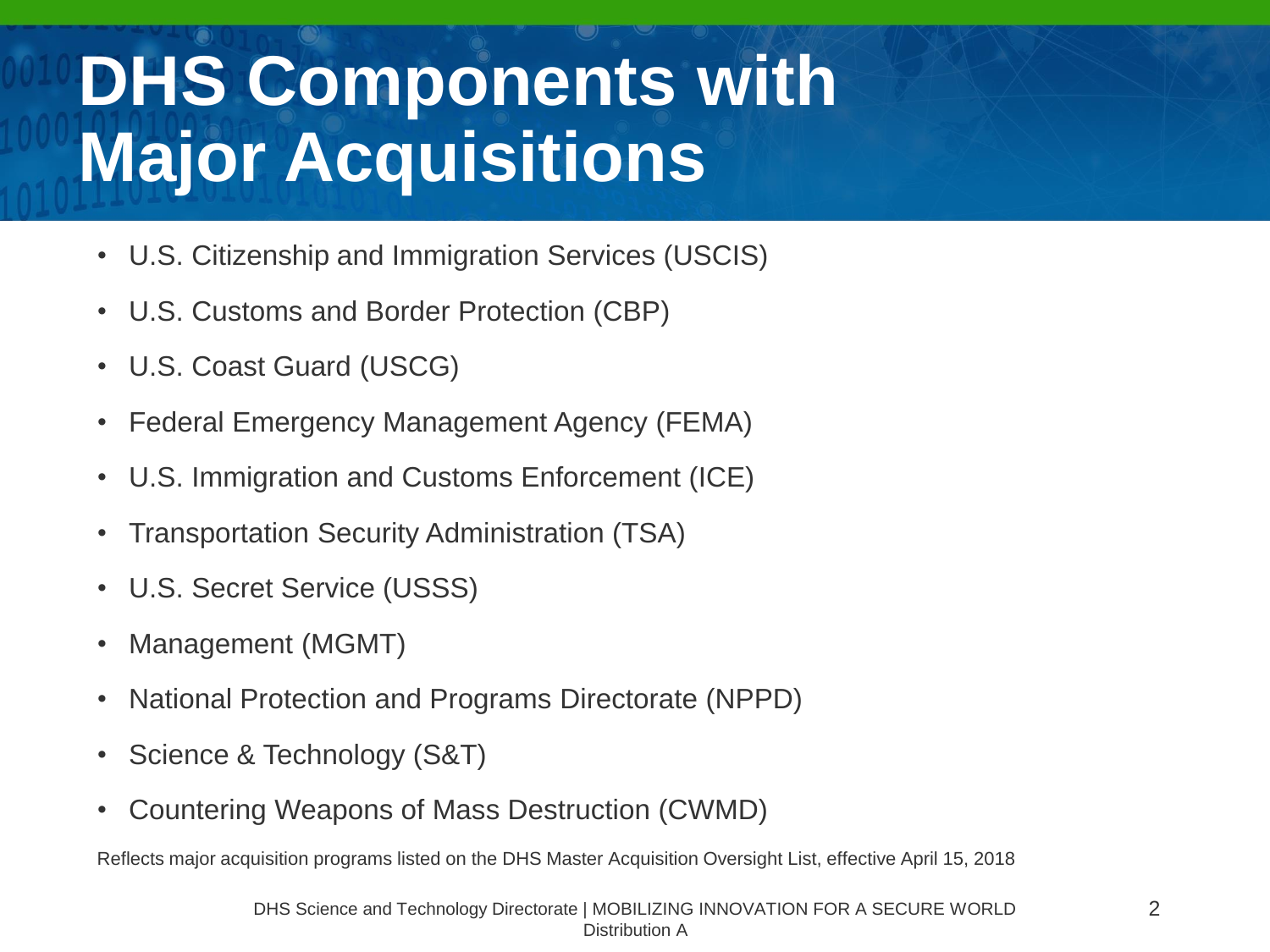# DHS Components with Major Acquisitions

- U.S. Citizenship and Immigration Services (USCIS)
- U.S. Customs and Border Protection (CBP)
- U.S. Coast Guard (USCG)
- Federal Emergency Management Agency (FEMA)
- U.S. Immigration and Customs Enforcement (ICE)
- Transportation Security Administration (TSA)
- U.S. Secret Service (USSS)
- Management (MGMT)
- National Protection and Programs Directorate (NPPD)
- Science & Technology (S&T)
- Countering Weapons of Mass Destruction (CWMD)

Reflects major acquisition programs listed on the DHS Master Acquisition Oversight List, effective April 15, 2018

Distribution A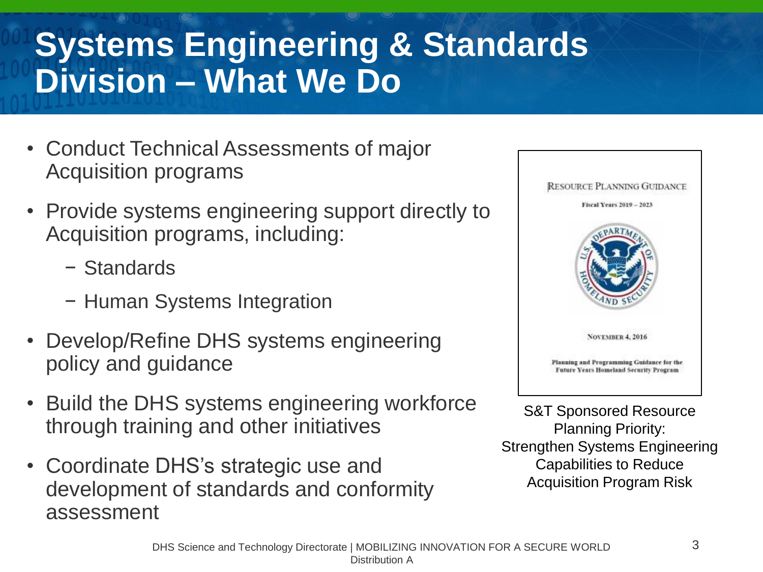# Systems Engineering & Standards Division – What We Do

- Conduct Technical Assessments of major Acquisition programs
- Provide systems engineering support directly to Acquisition programs, including:
  - Standards
  - Human Systems Integration
- Develop/Refine DHS systems engineering policy and guidance
- Build the DHS systems engineering workforce through training and other initiatives
- Coordinate DHS's strategic use and development of standards and conformity assessment

RESOURCE PLANNING GUIDANCE

Fiscal Years 2019 – 2023

U.S. DEPARTMENT OF HOMELAND SECURITY

NOVEMBER 4, 2016

Planning and Programming Guidance for the Future Years Homeland Security Program

S&T Sponsored Resource Planning Priority: Strengthen Systems Engineering Capabilities to Reduce Acquisition Program Risk

Distribution A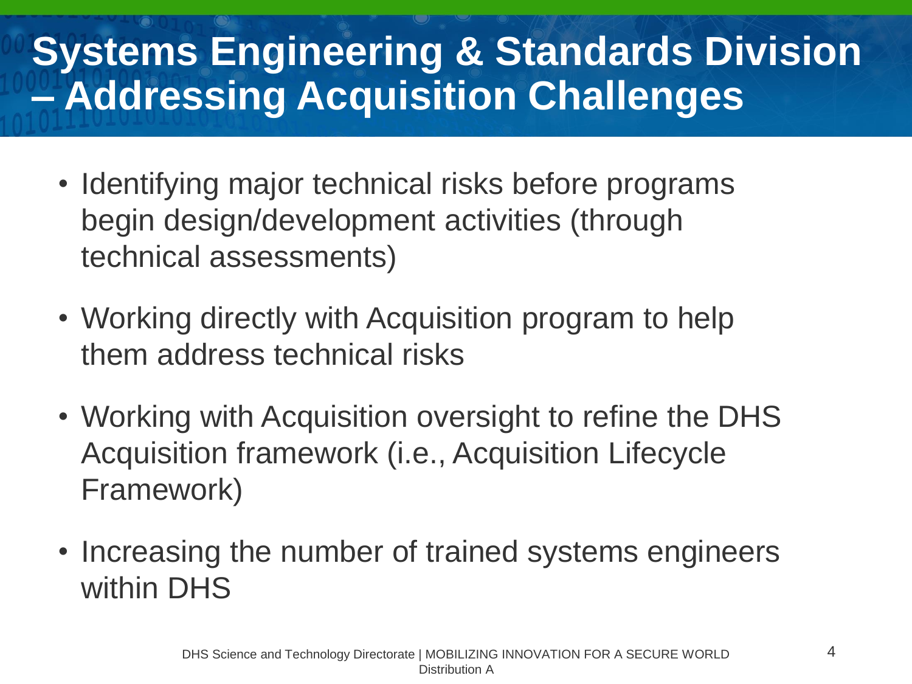# Systems Engineering & Standards Division – Addressing Acquisition Challenges

- Identifying major technical risks before programs begin design/development activities (through technical assessments)
- Working directly with Acquisition program to help them address technical risks
- Working with Acquisition oversight to refine the DHS Acquisition framework (i.e., Acquisition Lifecycle Framework)
- Increasing the number of trained systems engineers within DHS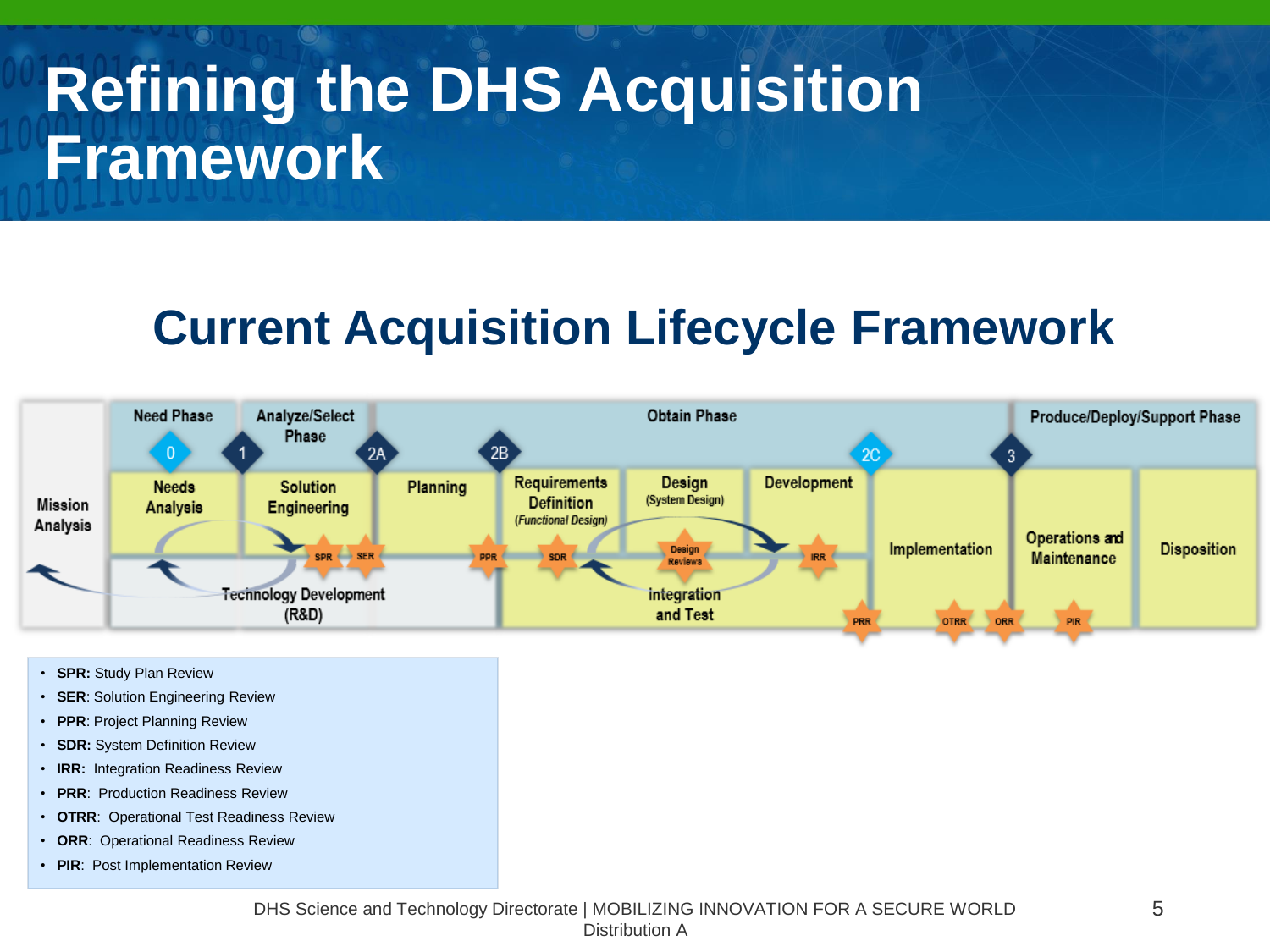# Refining the DHS Acquisition Framework

## Current Acquisition Lifecycle Framework

| | Need Phase | Analyze/Select Phase | Obtain Phase | | | | | | Produce/Deploy/Support Phase | |
|---|---|---|---|---|---|---|---|---|---|---|
| | 0 | 1 | 2A | 2B | | | 2C | | 3 | |
| Mission Analysis | Needs Analysis | Solution Engineering | Planning | Requirements Definition (Functional Design) | Design (System Design) | Development | Implementation | | Operations and Maintenance | Disposition |
| | | SPR, SER | PPR | SDR | Design Reviews | IRR | PRR | OTRR, ORR | PIR | |
| | Technology Development (R&D) | | | Integration and Test | | | | | | |

- **SPR:** Study Plan Review
- **SER**: Solution Engineering Review
- **PPR**: Project Planning Review
- **SDR:** System Definition Review
- **IRR:** Integration Readiness Review
- **PRR**: Production Readiness Review
- **OTRR**: Operational Test Readiness Review
- **ORR**: Operational Readiness Review
- **PIR**: Post Implementation Review

DHS Science and Technology Directorate | MOBILIZING INNOVATION FOR A SECURE WORLD
Distribution A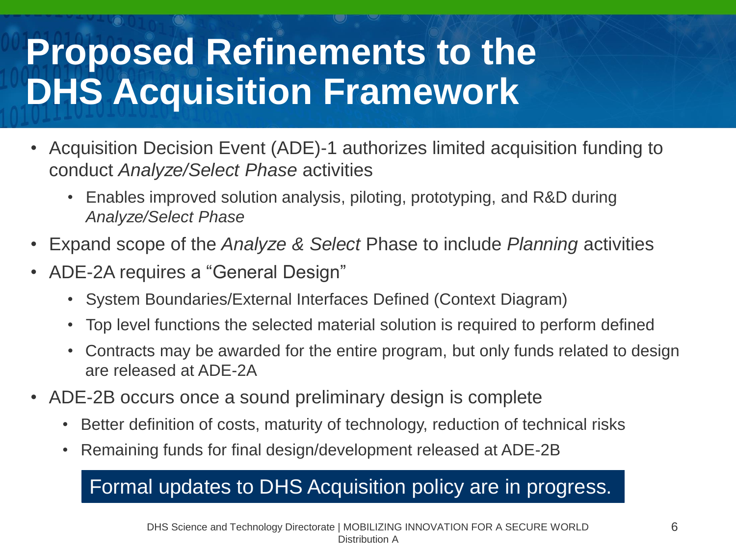# Proposed Refinements to the DHS Acquisition Framework

- Acquisition Decision Event (ADE)-1 authorizes limited acquisition funding to conduct *Analyze/Select Phase* activities
  - Enables improved solution analysis, piloting, prototyping, and R&D during *Analyze/Select Phase*
- Expand scope of the *Analyze & Select* Phase to include *Planning* activities
- ADE-2A requires a "General Design"
  - System Boundaries/External Interfaces Defined (Context Diagram)
  - Top level functions the selected material solution is required to perform defined
  - Contracts may be awarded for the entire program, but only funds related to design are released at ADE-2A
- ADE-2B occurs once a sound preliminary design is complete
  - Better definition of costs, maturity of technology, reduction of technical risks
  - Remaining funds for final design/development released at ADE-2B

**Formal updates to DHS Acquisition policy are in progress.**

DHS Science and Technology Directorate | MOBILIZING INNOVATION FOR A SECURE WORLD
Distribution A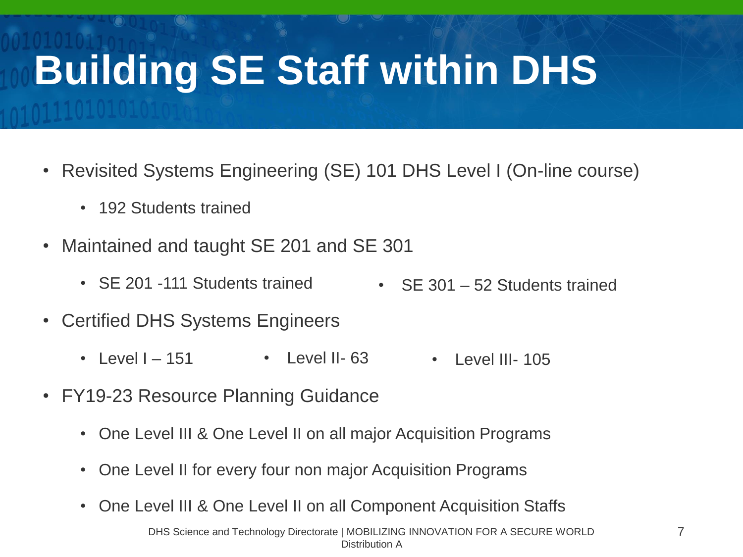# Building SE Staff within DHS

- Revisited Systems Engineering (SE) 101 DHS Level I (On-line course)
  - 192 Students trained
- Maintained and taught SE 201 and SE 301
  - SE 201 -111 Students trained
  - SE 301 – 52 Students trained
- Certified DHS Systems Engineers
  - Level I – 151
  - Level II- 63
  - Level III- 105
- FY19-23 Resource Planning Guidance
  - One Level III & One Level II on all major Acquisition Programs
  - One Level II for every four non major Acquisition Programs
  - One Level III & One Level II on all Component Acquisition Staffs

Distribution A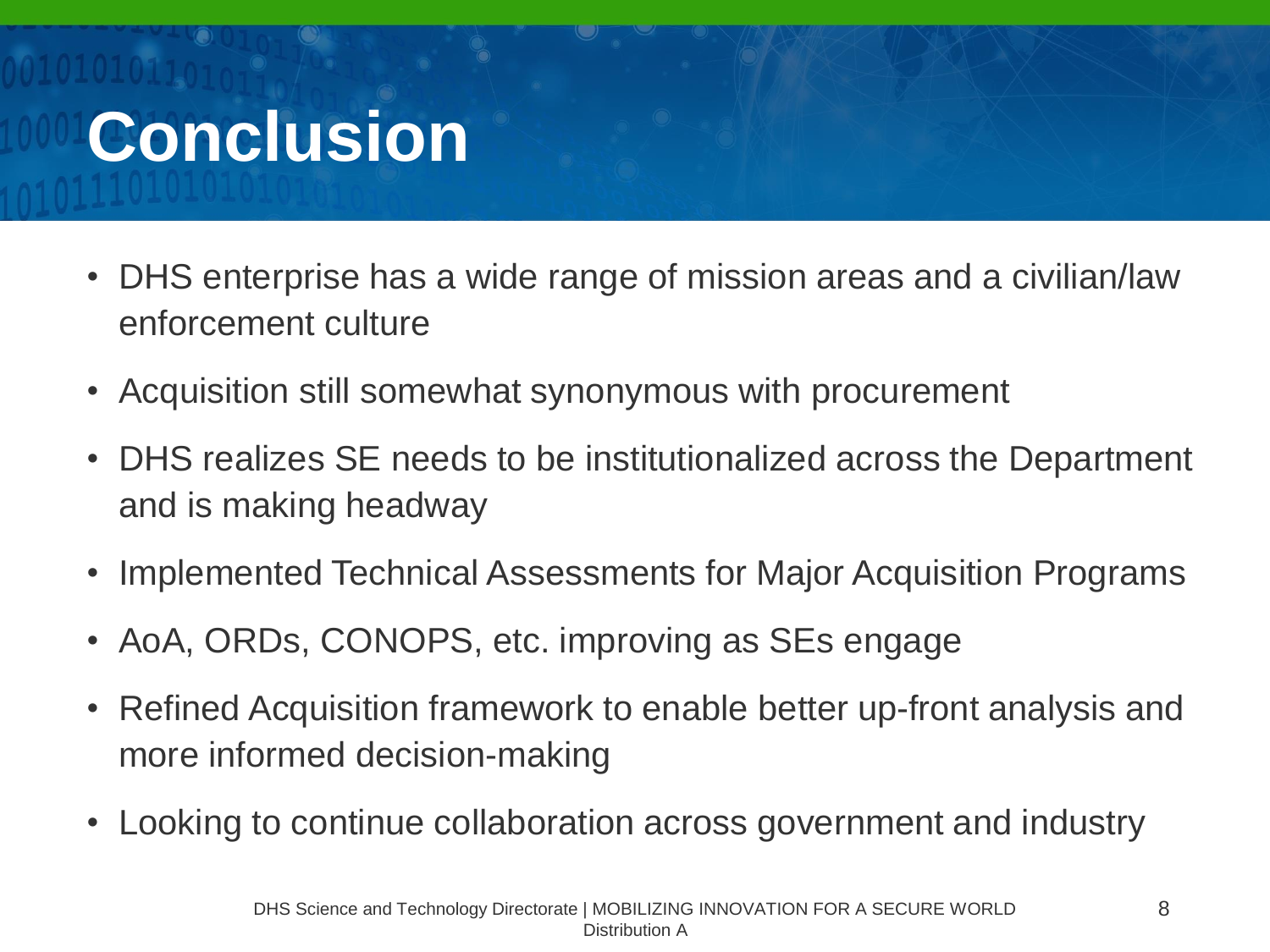# Conclusion

- DHS enterprise has a wide range of mission areas and a civilian/law enforcement culture
- Acquisition still somewhat synonymous with procurement
- DHS realizes SE needs to be institutionalized across the Department and is making headway
- Implemented Technical Assessments for Major Acquisition Programs
- AoA, ORDs, CONOPS, etc. improving as SEs engage
- Refined Acquisition framework to enable better up-front analysis and more informed decision-making
- Looking to continue collaboration across government and industry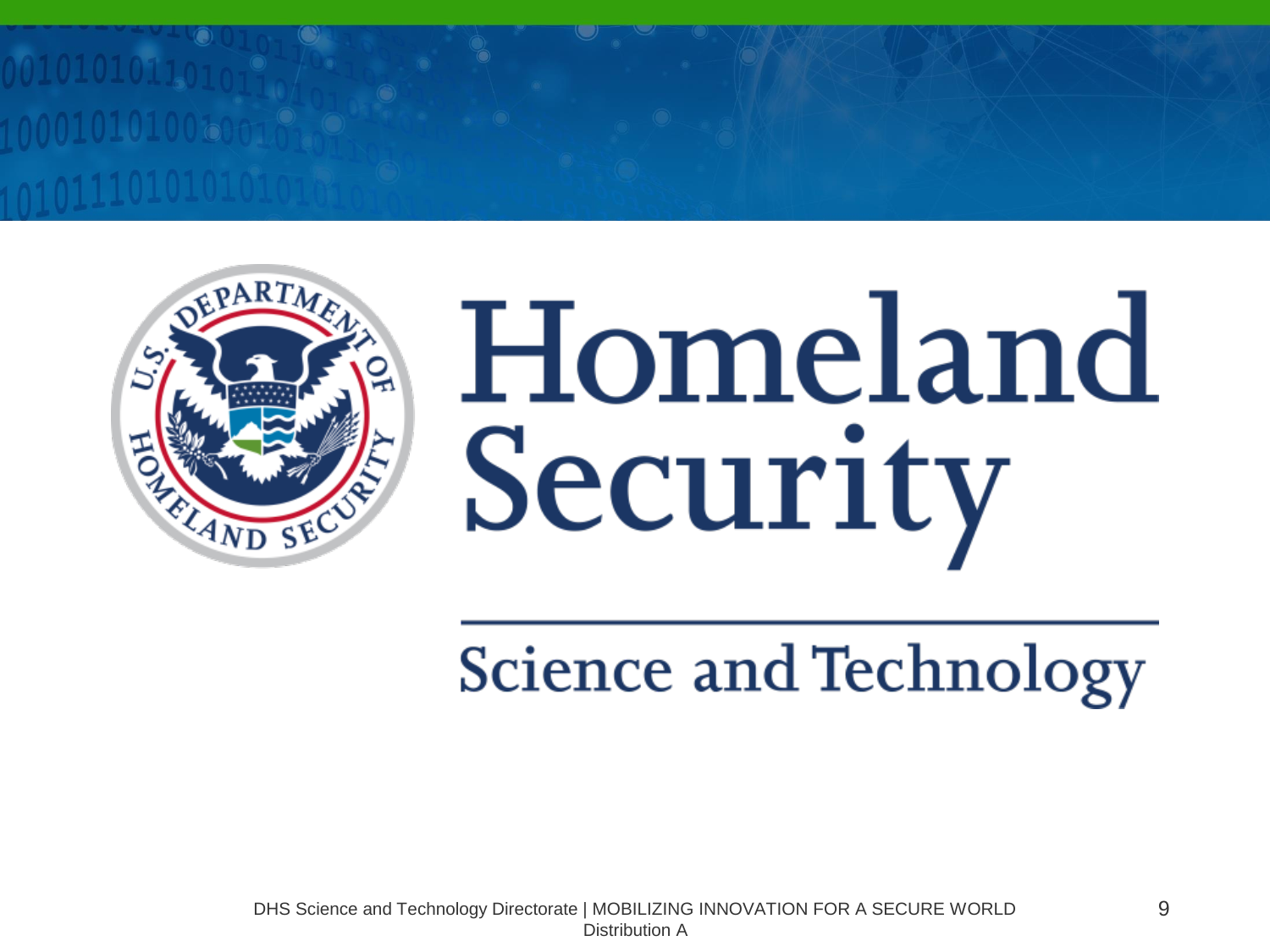# Homeland Security

## Science and Technology

DHS Science and Technology Directorate | MOBILIZING INNOVATION FOR A SECURE WORLD
Distribution A